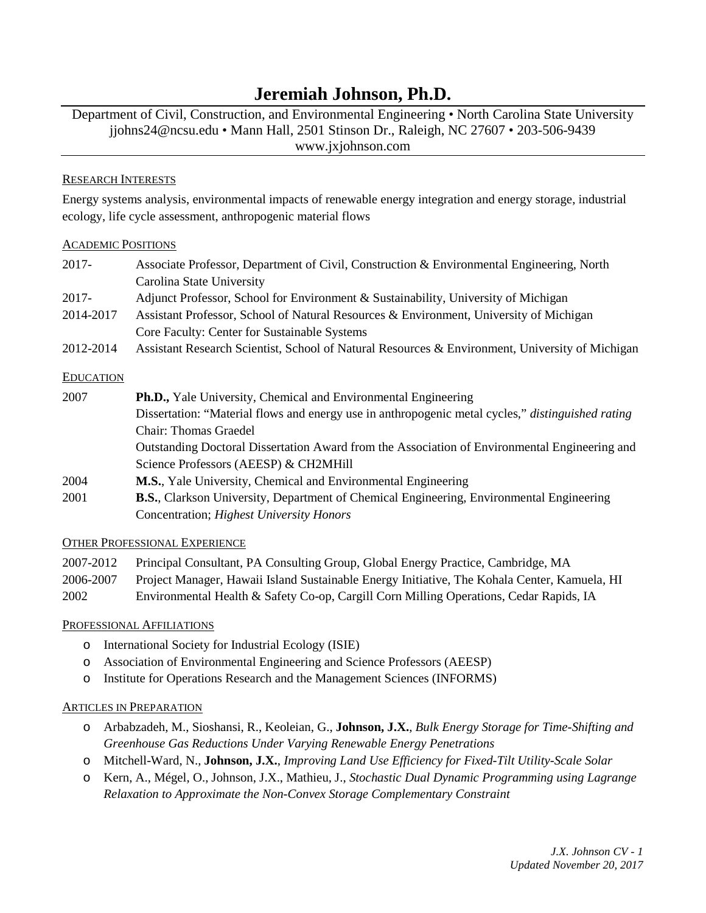# Jeremiah Johnson, Ph.D.

Department of Civil, Construction, and Environmental Engineering • North Carolina State University
jjohns24@ncsu.edu • Mann Hall, 2501 Stinson Dr., Raleigh, NC 27607 • 203-506-9439
www.jxjohnson.com

## RESEARCH INTERESTS

Energy systems analysis, environmental impacts of renewable energy integration and energy storage, industrial ecology, life cycle assessment, anthropogenic material flows

## ACADEMIC POSITIONS

| | |
|---|---|
| 2017- | Associate Professor, Department of Civil, Construction & Environmental Engineering, North Carolina State University |
| 2017- | Adjunct Professor, School for Environment & Sustainability, University of Michigan |
| 2014-2017 | Assistant Professor, School of Natural Resources & Environment, University of Michigan<br>Core Faculty: Center for Sustainable Systems |
| 2012-2014 | Assistant Research Scientist, School of Natural Resources & Environment, University of Michigan |

## EDUCATION

| | |
|---|---|
| 2007 | **Ph.D.,** Yale University, Chemical and Environmental Engineering<br>Dissertation: "Material flows and energy use in anthropogenic metal cycles," *distinguished rating*<br>Chair: Thomas Graedel<br>Outstanding Doctoral Dissertation Award from the Association of Environmental Engineering and Science Professors (AEESP) & CH2MHill |
| 2004 | **M.S.**, Yale University, Chemical and Environmental Engineering |
| 2001 | **B.S.**, Clarkson University, Department of Chemical Engineering, Environmental Engineering Concentration; *Highest University Honors* |

## OTHER PROFESSIONAL EXPERIENCE

| | |
|---|---|
| 2007-2012 | Principal Consultant, PA Consulting Group, Global Energy Practice, Cambridge, MA |
| 2006-2007 | Project Manager, Hawaii Island Sustainable Energy Initiative, The Kohala Center, Kamuela, HI |
| 2002 | Environmental Health & Safety Co-op, Cargill Corn Milling Operations, Cedar Rapids, IA |

## PROFESSIONAL AFFILIATIONS

- International Society for Industrial Ecology (ISIE)
- Association of Environmental Engineering and Science Professors (AEESP)
- Institute for Operations Research and the Management Sciences (INFORMS)

## ARTICLES IN PREPARATION

- Arbabzadeh, M., Sioshansi, R., Keoleian, G., **Johnson, J.X.**, *Bulk Energy Storage for Time-Shifting and Greenhouse Gas Reductions Under Varying Renewable Energy Penetrations*
- Mitchell-Ward, N., **Johnson, J.X.**, *Improving Land Use Efficiency for Fixed-Tilt Utility-Scale Solar*
- Kern, A., Mégel, O., Johnson, J.X., Mathieu, J., *Stochastic Dual Dynamic Programming using Lagrange Relaxation to Approximate the Non-Convex Storage Complementary Constraint*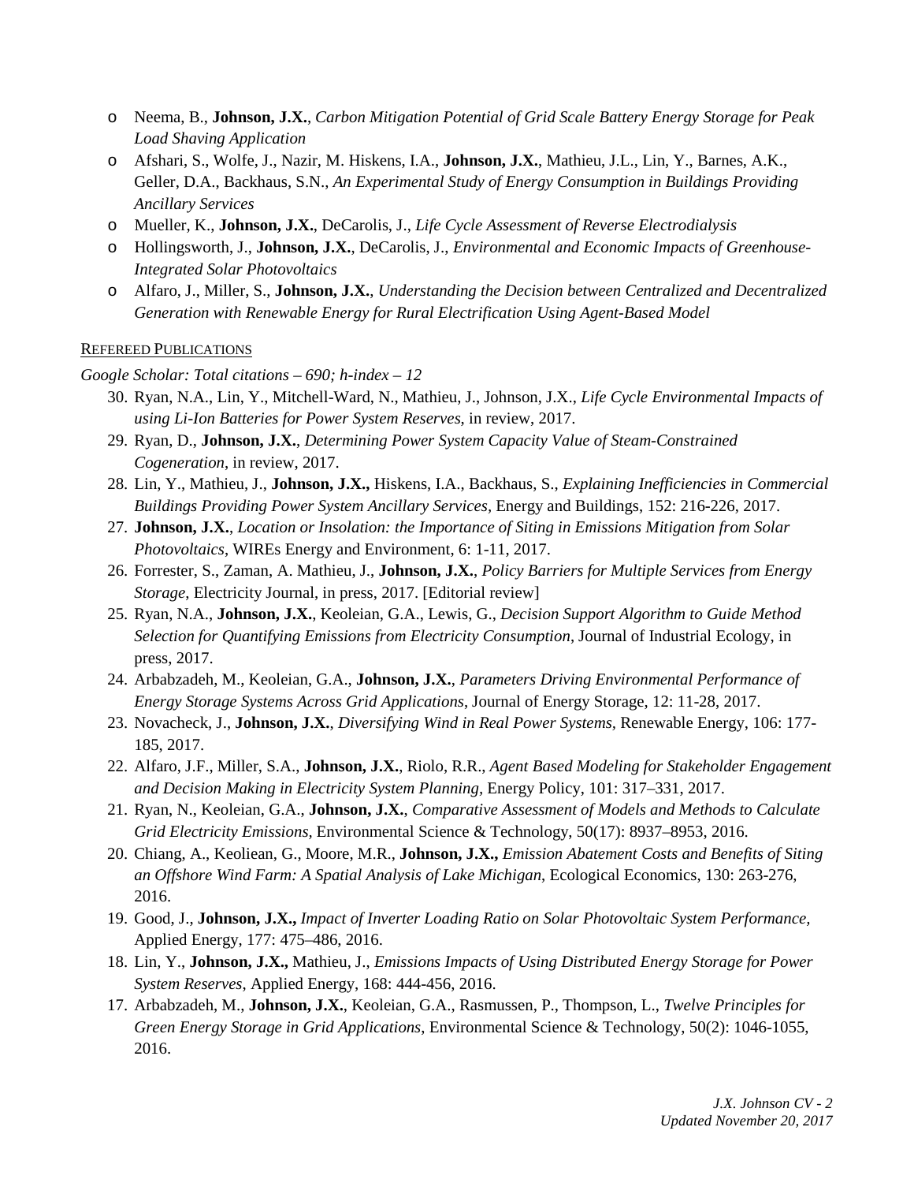- Neema, B., **Johnson, J.X.**, *Carbon Mitigation Potential of Grid Scale Battery Energy Storage for Peak Load Shaving Application*
- Afshari, S., Wolfe, J., Nazir, M. Hiskens, I.A., **Johnson, J.X.**, Mathieu, J.L., Lin, Y., Barnes, A.K., Geller, D.A., Backhaus, S.N., *An Experimental Study of Energy Consumption in Buildings Providing Ancillary Services*
- Mueller, K., **Johnson, J.X.**, DeCarolis, J., *Life Cycle Assessment of Reverse Electrodialysis*
- Hollingsworth, J., **Johnson, J.X.**, DeCarolis, J., *Environmental and Economic Impacts of Greenhouse-Integrated Solar Photovoltaics*
- Alfaro, J., Miller, S., **Johnson, J.X.**, *Understanding the Decision between Centralized and Decentralized Generation with Renewable Energy for Rural Electrification Using Agent-Based Model*

## Refereed Publications

*Google Scholar: Total citations – 690; h-index – 12*

30. Ryan, N.A., Lin, Y., Mitchell-Ward, N., Mathieu, J., Johnson, J.X., *Life Cycle Environmental Impacts of using Li-Ion Batteries for Power System Reserves*, in review, 2017.
29. Ryan, D., **Johnson, J.X.**, *Determining Power System Capacity Value of Steam-Constrained Cogeneration*, in review, 2017.
28. Lin, Y., Mathieu, J., **Johnson, J.X.,** Hiskens, I.A., Backhaus, S., *Explaining Inefficiencies in Commercial Buildings Providing Power System Ancillary Services*, Energy and Buildings, 152: 216-226, 2017.
27. **Johnson, J.X.**, *Location or Insolation: the Importance of Siting in Emissions Mitigation from Solar Photovoltaics*, WIREs Energy and Environment, 6: 1-11, 2017.
26. Forrester, S., Zaman, A. Mathieu, J., **Johnson, J.X.**, *Policy Barriers for Multiple Services from Energy Storage*, Electricity Journal, in press, 2017. [Editorial review]
25. Ryan, N.A., **Johnson, J.X.**, Keoleian, G.A., Lewis, G., *Decision Support Algorithm to Guide Method Selection for Quantifying Emissions from Electricity Consumption*, Journal of Industrial Ecology, in press, 2017.
24. Arbabzadeh, M., Keoleian, G.A., **Johnson, J.X.**, *Parameters Driving Environmental Performance of Energy Storage Systems Across Grid Applications*, Journal of Energy Storage, 12: 11-28, 2017.
23. Novacheck, J., **Johnson, J.X.**, *Diversifying Wind in Real Power Systems*, Renewable Energy, 106: 177-185, 2017.
22. Alfaro, J.F., Miller, S.A., **Johnson, J.X.**, Riolo, R.R., *Agent Based Modeling for Stakeholder Engagement and Decision Making in Electricity System Planning*, Energy Policy, 101: 317–331, 2017.
21. Ryan, N., Keoleian, G.A., **Johnson, J.X.**, *Comparative Assessment of Models and Methods to Calculate Grid Electricity Emissions*, Environmental Science & Technology, 50(17): 8937–8953, 2016.
20. Chiang, A., Keoliean, G., Moore, M.R., **Johnson, J.X.,** *Emission Abatement Costs and Benefits of Siting an Offshore Wind Farm: A Spatial Analysis of Lake Michigan*, Ecological Economics, 130: 263-276, 2016.
19. Good, J., **Johnson, J.X.,** *Impact of Inverter Loading Ratio on Solar Photovoltaic System Performance,* Applied Energy, 177: 475–486, 2016.
18. Lin, Y., **Johnson, J.X.,** Mathieu, J., *Emissions Impacts of Using Distributed Energy Storage for Power System Reserves*, Applied Energy, 168: 444-456, 2016.
17. Arbabzadeh, M., **Johnson, J.X.**, Keoleian, G.A., Rasmussen, P., Thompson, L., *Twelve Principles for Green Energy Storage in Grid Applications*, Environmental Science & Technology, 50(2): 1046-1055, 2016.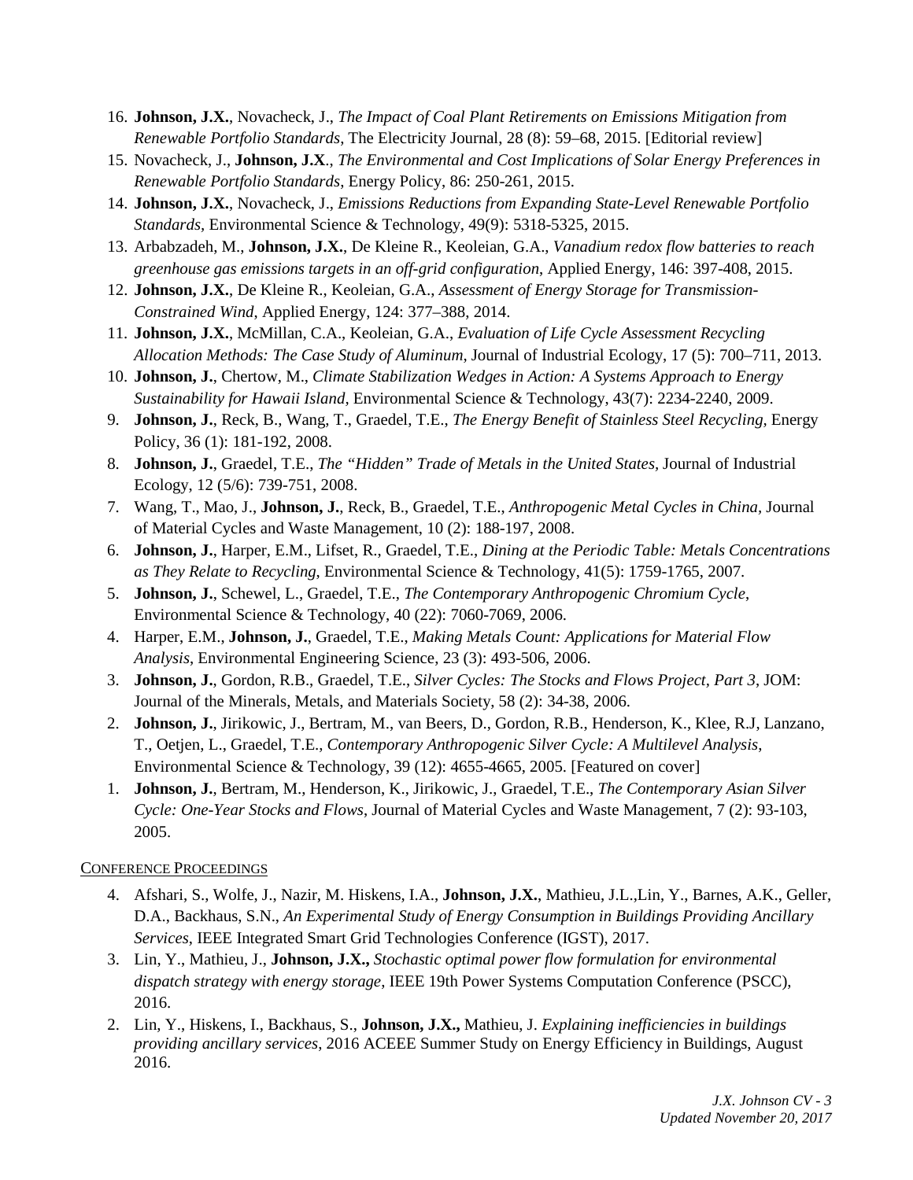16. **Johnson, J.X.**, Novacheck, J., *The Impact of Coal Plant Retirements on Emissions Mitigation from Renewable Portfolio Standards*, The Electricity Journal, 28 (8): 59–68, 2015. [Editorial review]
15. Novacheck, J., **Johnson, J.X**., *The Environmental and Cost Implications of Solar Energy Preferences in Renewable Portfolio Standards*, Energy Policy, 86: 250-261, 2015.
14. **Johnson, J.X.**, Novacheck, J., *Emissions Reductions from Expanding State-Level Renewable Portfolio Standards,* Environmental Science & Technology, 49(9): 5318-5325, 2015.
13. Arbabzadeh, M., **Johnson, J.X.**, De Kleine R., Keoleian, G.A., *Vanadium redox flow batteries to reach greenhouse gas emissions targets in an off-grid configuration*, Applied Energy, 146: 397-408, 2015.
12. **Johnson, J.X.**, De Kleine R., Keoleian, G.A., *Assessment of Energy Storage for Transmission-Constrained Wind*, Applied Energy, 124: 377–388, 2014.
11. **Johnson, J.X.**, McMillan, C.A., Keoleian, G.A., *Evaluation of Life Cycle Assessment Recycling Allocation Methods: The Case Study of Aluminum*, Journal of Industrial Ecology, 17 (5): 700–711, 2013.
10. **Johnson, J.**, Chertow, M., *Climate Stabilization Wedges in Action: A Systems Approach to Energy Sustainability for Hawaii Island,* Environmental Science & Technology, 43(7): 2234-2240, 2009.
9. **Johnson, J.**, Reck, B., Wang, T., Graedel, T.E., *The Energy Benefit of Stainless Steel Recycling,* Energy Policy, 36 (1): 181-192, 2008.
8. **Johnson, J.**, Graedel, T.E., *The "Hidden" Trade of Metals in the United States,* Journal of Industrial Ecology, 12 (5/6): 739-751, 2008.
7. Wang, T., Mao, J., **Johnson, J.**, Reck, B., Graedel, T.E., *Anthropogenic Metal Cycles in China*, Journal of Material Cycles and Waste Management, 10 (2): 188-197, 2008.
6. **Johnson, J.**, Harper, E.M., Lifset, R., Graedel, T.E., *Dining at the Periodic Table: Metals Concentrations as They Relate to Recycling*, Environmental Science & Technology, 41(5): 1759-1765, 2007.
5. **Johnson, J.**, Schewel, L., Graedel, T.E., *The Contemporary Anthropogenic Chromium Cycle*, Environmental Science & Technology, 40 (22): 7060-7069, 2006.
4. Harper, E.M., **Johnson, J.**, Graedel, T.E., *Making Metals Count: Applications for Material Flow Analysis*, Environmental Engineering Science, 23 (3): 493-506, 2006.
3. **Johnson, J.**, Gordon, R.B., Graedel, T.E., *Silver Cycles: The Stocks and Flows Project, Part 3*, JOM: Journal of the Minerals, Metals, and Materials Society, 58 (2): 34-38, 2006.
2. **Johnson, J.**, Jirikowic, J., Bertram, M., van Beers, D., Gordon, R.B., Henderson, K., Klee, R.J, Lanzano, T., Oetjen, L., Graedel, T.E., *Contemporary Anthropogenic Silver Cycle: A Multilevel Analysis*, Environmental Science & Technology, 39 (12): 4655-4665, 2005. [Featured on cover]
1. **Johnson, J.**, Bertram, M., Henderson, K., Jirikowic, J., Graedel, T.E., *The Contemporary Asian Silver Cycle: One-Year Stocks and Flows*, Journal of Material Cycles and Waste Management, 7 (2): 93-103, 2005.

CONFERENCE PROCEEDINGS

4. Afshari, S., Wolfe, J., Nazir, M. Hiskens, I.A., **Johnson, J.X.**, Mathieu, J.L.,Lin, Y., Barnes, A.K., Geller, D.A., Backhaus, S.N., *An Experimental Study of Energy Consumption in Buildings Providing Ancillary Services*, IEEE Integrated Smart Grid Technologies Conference (IGST), 2017.
3. Lin, Y., Mathieu, J., **Johnson, J.X.,** *Stochastic optimal power flow formulation for environmental dispatch strategy with energy storage*, IEEE 19th Power Systems Computation Conference (PSCC), 2016.
2. Lin, Y., Hiskens, I., Backhaus, S., **Johnson, J.X.,** Mathieu, J. *Explaining inefficiencies in buildings providing ancillary services*, 2016 ACEEE Summer Study on Energy Efficiency in Buildings, August 2016.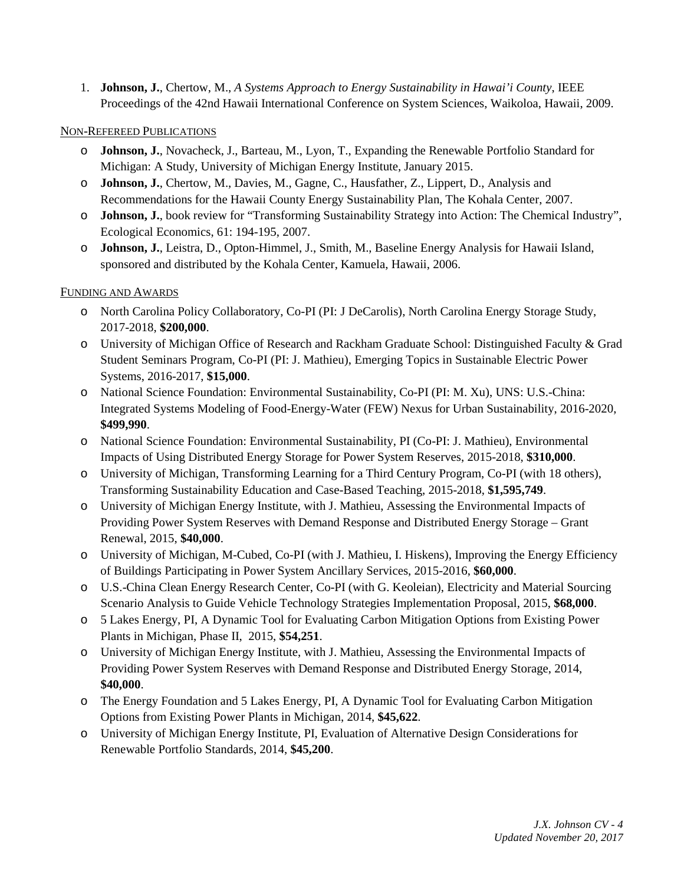1. **Johnson, J.**, Chertow, M., *A Systems Approach to Energy Sustainability in Hawai'i County*, IEEE Proceedings of the 42nd Hawaii International Conference on System Sciences, Waikoloa, Hawaii, 2009.

### NON-REFEREED PUBLICATIONS

- **Johnson, J.**, Novacheck, J., Barteau, M., Lyon, T., Expanding the Renewable Portfolio Standard for Michigan: A Study, University of Michigan Energy Institute, January 2015.
- **Johnson, J.**, Chertow, M., Davies, M., Gagne, C., Hausfather, Z., Lippert, D., Analysis and Recommendations for the Hawaii County Energy Sustainability Plan, The Kohala Center, 2007.
- **Johnson, J.**, book review for "Transforming Sustainability Strategy into Action: The Chemical Industry", Ecological Economics, 61: 194-195, 2007.
- **Johnson, J.**, Leistra, D., Opton-Himmel, J., Smith, M., Baseline Energy Analysis for Hawaii Island, sponsored and distributed by the Kohala Center, Kamuela, Hawaii, 2006.

### FUNDING AND AWARDS

- North Carolina Policy Collaboratory, Co-PI (PI: J DeCarolis), North Carolina Energy Storage Study, 2017-2018, **$200,000**.
- University of Michigan Office of Research and Rackham Graduate School: Distinguished Faculty & Grad Student Seminars Program, Co-PI (PI: J. Mathieu), Emerging Topics in Sustainable Electric Power Systems, 2016-2017, **$15,000**.
- National Science Foundation: Environmental Sustainability, Co-PI (PI: M. Xu), UNS: U.S.-China: Integrated Systems Modeling of Food-Energy-Water (FEW) Nexus for Urban Sustainability, 2016-2020, **$499,990**.
- National Science Foundation: Environmental Sustainability, PI (Co-PI: J. Mathieu), Environmental Impacts of Using Distributed Energy Storage for Power System Reserves, 2015-2018, **$310,000**.
- University of Michigan, Transforming Learning for a Third Century Program, Co-PI (with 18 others), Transforming Sustainability Education and Case-Based Teaching, 2015-2018, **$1,595,749**.
- University of Michigan Energy Institute, with J. Mathieu, Assessing the Environmental Impacts of Providing Power System Reserves with Demand Response and Distributed Energy Storage – Grant Renewal, 2015, **$40,000**.
- University of Michigan, M-Cubed, Co-PI (with J. Mathieu, I. Hiskens), Improving the Energy Efficiency of Buildings Participating in Power System Ancillary Services, 2015-2016, **$60,000**.
- U.S.-China Clean Energy Research Center, Co-PI (with G. Keoleian), Electricity and Material Sourcing Scenario Analysis to Guide Vehicle Technology Strategies Implementation Proposal, 2015, **$68,000**.
- 5 Lakes Energy, PI, A Dynamic Tool for Evaluating Carbon Mitigation Options from Existing Power Plants in Michigan, Phase II, 2015, **$54,251**.
- University of Michigan Energy Institute, with J. Mathieu, Assessing the Environmental Impacts of Providing Power System Reserves with Demand Response and Distributed Energy Storage, 2014, **$40,000**.
- The Energy Foundation and 5 Lakes Energy, PI, A Dynamic Tool for Evaluating Carbon Mitigation Options from Existing Power Plants in Michigan, 2014, **$45,622**.
- University of Michigan Energy Institute, PI, Evaluation of Alternative Design Considerations for Renewable Portfolio Standards, 2014, **$45,200**.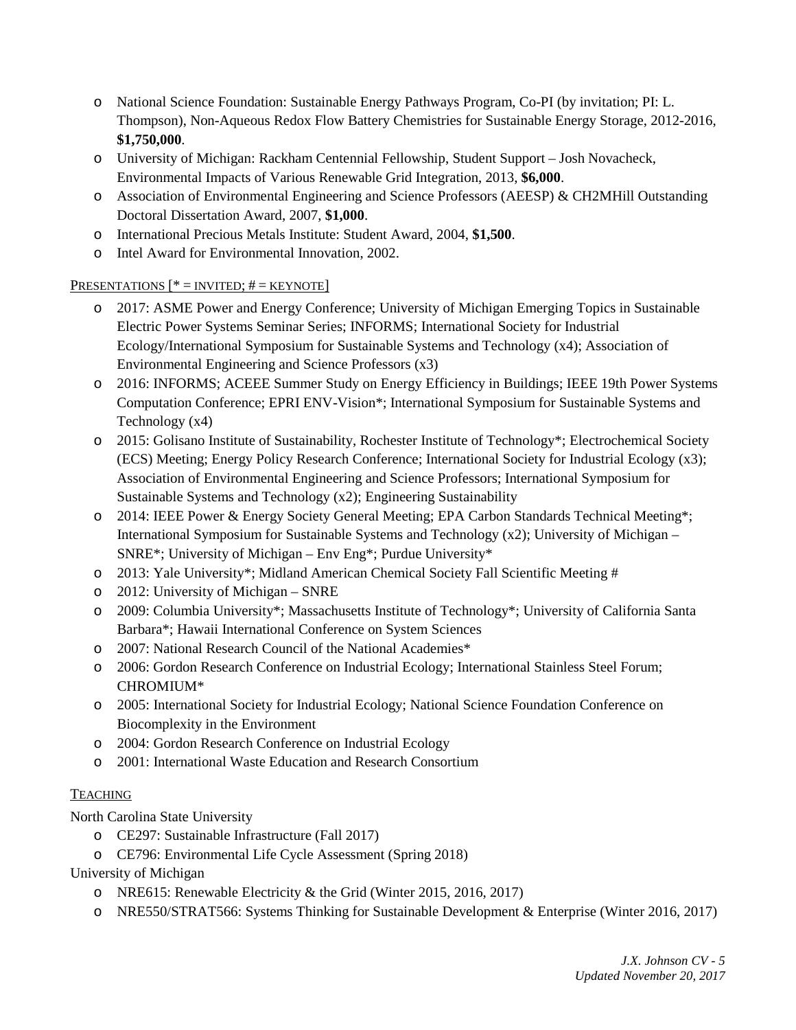- National Science Foundation: Sustainable Energy Pathways Program, Co-PI (by invitation; PI: L. Thompson), Non-Aqueous Redox Flow Battery Chemistries for Sustainable Energy Storage, 2012-2016, **$1,750,000**.
- University of Michigan: Rackham Centennial Fellowship, Student Support – Josh Novacheck, Environmental Impacts of Various Renewable Grid Integration, 2013, **$6,000**.
- Association of Environmental Engineering and Science Professors (AEESP) & CH2MHill Outstanding Doctoral Dissertation Award, 2007, **$1,000**.
- International Precious Metals Institute: Student Award, 2004, **$1,500**.
- Intel Award for Environmental Innovation, 2002.

## PRESENTATIONS [* = INVITED; # = KEYNOTE]

- 2017: ASME Power and Energy Conference; University of Michigan Emerging Topics in Sustainable Electric Power Systems Seminar Series; INFORMS; International Society for Industrial Ecology/International Symposium for Sustainable Systems and Technology (x4); Association of Environmental Engineering and Science Professors (x3)
- 2016: INFORMS; ACEEE Summer Study on Energy Efficiency in Buildings; IEEE 19th Power Systems Computation Conference; EPRI ENV-Vision*; International Symposium for Sustainable Systems and Technology (x4)
- 2015: Golisano Institute of Sustainability, Rochester Institute of Technology*; Electrochemical Society (ECS) Meeting; Energy Policy Research Conference; International Society for Industrial Ecology (x3); Association of Environmental Engineering and Science Professors; International Symposium for Sustainable Systems and Technology (x2); Engineering Sustainability
- 2014: IEEE Power & Energy Society General Meeting; EPA Carbon Standards Technical Meeting*; International Symposium for Sustainable Systems and Technology (x2); University of Michigan – SNRE*; University of Michigan – Env Eng*; Purdue University*
- 2013: Yale University*; Midland American Chemical Society Fall Scientific Meeting #
- 2012: University of Michigan – SNRE
- 2009: Columbia University*; Massachusetts Institute of Technology*; University of California Santa Barbara*; Hawaii International Conference on System Sciences
- 2007: National Research Council of the National Academies*
- 2006: Gordon Research Conference on Industrial Ecology; International Stainless Steel Forum; CHROMIUM*
- 2005: International Society for Industrial Ecology; National Science Foundation Conference on Biocomplexity in the Environment
- 2004: Gordon Research Conference on Industrial Ecology
- 2001: International Waste Education and Research Consortium

## TEACHING

North Carolina State University

- CE297: Sustainable Infrastructure (Fall 2017)
- CE796: Environmental Life Cycle Assessment (Spring 2018)

University of Michigan

- NRE615: Renewable Electricity & the Grid (Winter 2015, 2016, 2017)
- NRE550/STRAT566: Systems Thinking for Sustainable Development & Enterprise (Winter 2016, 2017)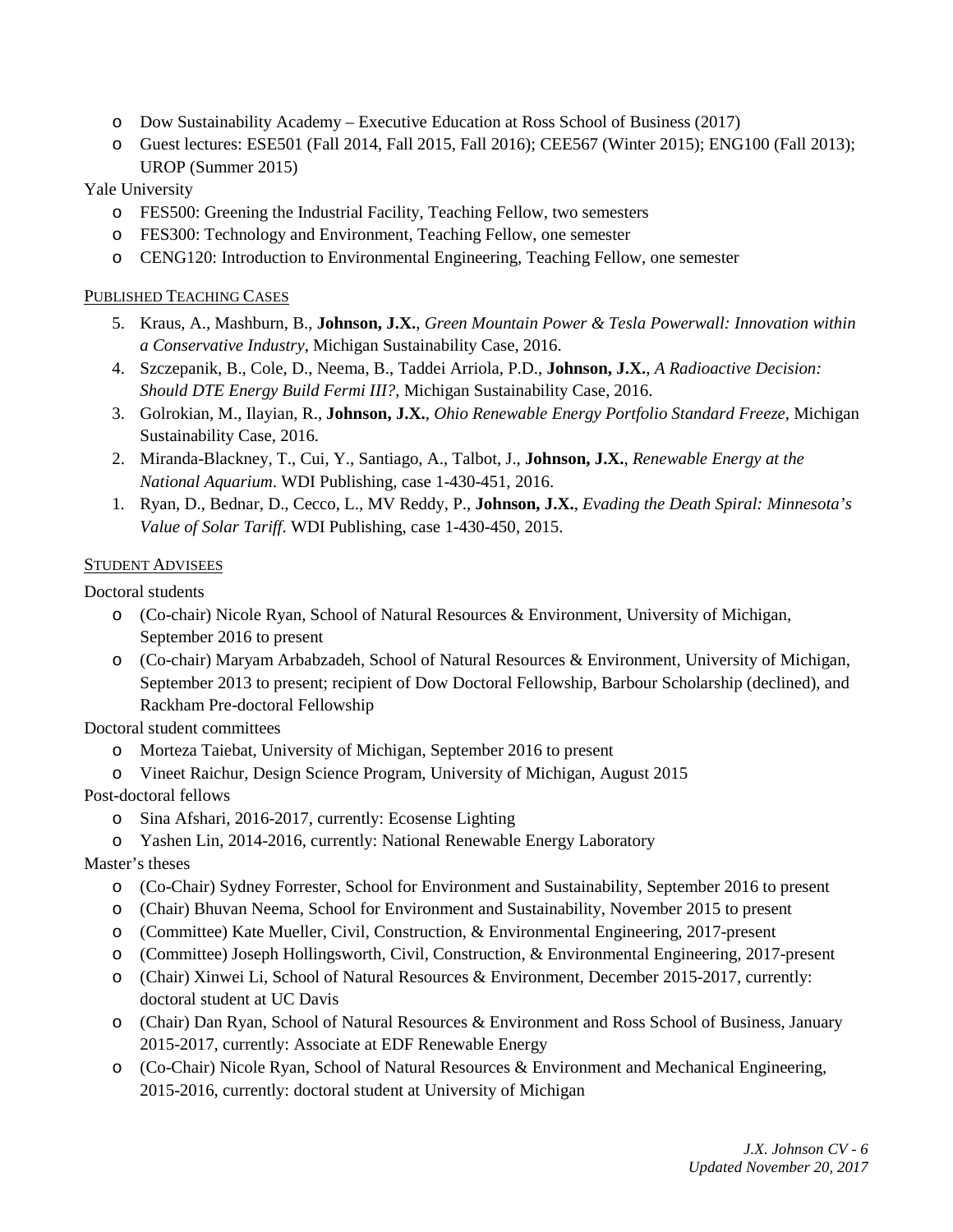- Dow Sustainability Academy – Executive Education at Ross School of Business (2017)
- Guest lectures: ESE501 (Fall 2014, Fall 2015, Fall 2016); CEE567 (Winter 2015); ENG100 (Fall 2013); UROP (Summer 2015)

Yale University

- FES500: Greening the Industrial Facility, Teaching Fellow, two semesters
- FES300: Technology and Environment, Teaching Fellow, one semester
- CENG120: Introduction to Environmental Engineering, Teaching Fellow, one semester

## PUBLISHED TEACHING CASES

5. Kraus, A., Mashburn, B., **Johnson, J.X.**, *Green Mountain Power & Tesla Powerwall: Innovation within a Conservative Industry*, Michigan Sustainability Case, 2016.
4. Szczepanik, B., Cole, D., Neema, B., Taddei Arriola, P.D., **Johnson, J.X.**, *A Radioactive Decision: Should DTE Energy Build Fermi III?*, Michigan Sustainability Case, 2016.
3. Golrokian, M., Ilayian, R., **Johnson, J.X.**, *Ohio Renewable Energy Portfolio Standard Freeze*, Michigan Sustainability Case, 2016.
2. Miranda-Blackney, T., Cui, Y., Santiago, A., Talbot, J., **Johnson, J.X.**, *Renewable Energy at the National Aquarium*. WDI Publishing, case 1-430-451, 2016.
1. Ryan, D., Bednar, D., Cecco, L., MV Reddy, P., **Johnson, J.X.**, *Evading the Death Spiral: Minnesota's Value of Solar Tariff*. WDI Publishing, case 1-430-450, 2015.

## STUDENT ADVISEES

Doctoral students

- (Co-chair) Nicole Ryan, School of Natural Resources & Environment, University of Michigan, September 2016 to present
- (Co-chair) Maryam Arbabzadeh, School of Natural Resources & Environment, University of Michigan, September 2013 to present; recipient of Dow Doctoral Fellowship, Barbour Scholarship (declined), and Rackham Pre-doctoral Fellowship

Doctoral student committees

- Morteza Taiebat, University of Michigan, September 2016 to present
- Vineet Raichur, Design Science Program, University of Michigan, August 2015

Post-doctoral fellows

- Sina Afshari, 2016-2017, currently: Ecosense Lighting
- Yashen Lin, 2014-2016, currently: National Renewable Energy Laboratory

Master's theses

- (Co-Chair) Sydney Forrester, School for Environment and Sustainability, September 2016 to present
- (Chair) Bhuvan Neema, School for Environment and Sustainability, November 2015 to present
- (Committee) Kate Mueller, Civil, Construction, & Environmental Engineering, 2017-present
- (Committee) Joseph Hollingsworth, Civil, Construction, & Environmental Engineering, 2017-present
- (Chair) Xinwei Li, School of Natural Resources & Environment, December 2015-2017, currently: doctoral student at UC Davis
- (Chair) Dan Ryan, School of Natural Resources & Environment and Ross School of Business, January 2015-2017, currently: Associate at EDF Renewable Energy
- (Co-Chair) Nicole Ryan, School of Natural Resources & Environment and Mechanical Engineering, 2015-2016, currently: doctoral student at University of Michigan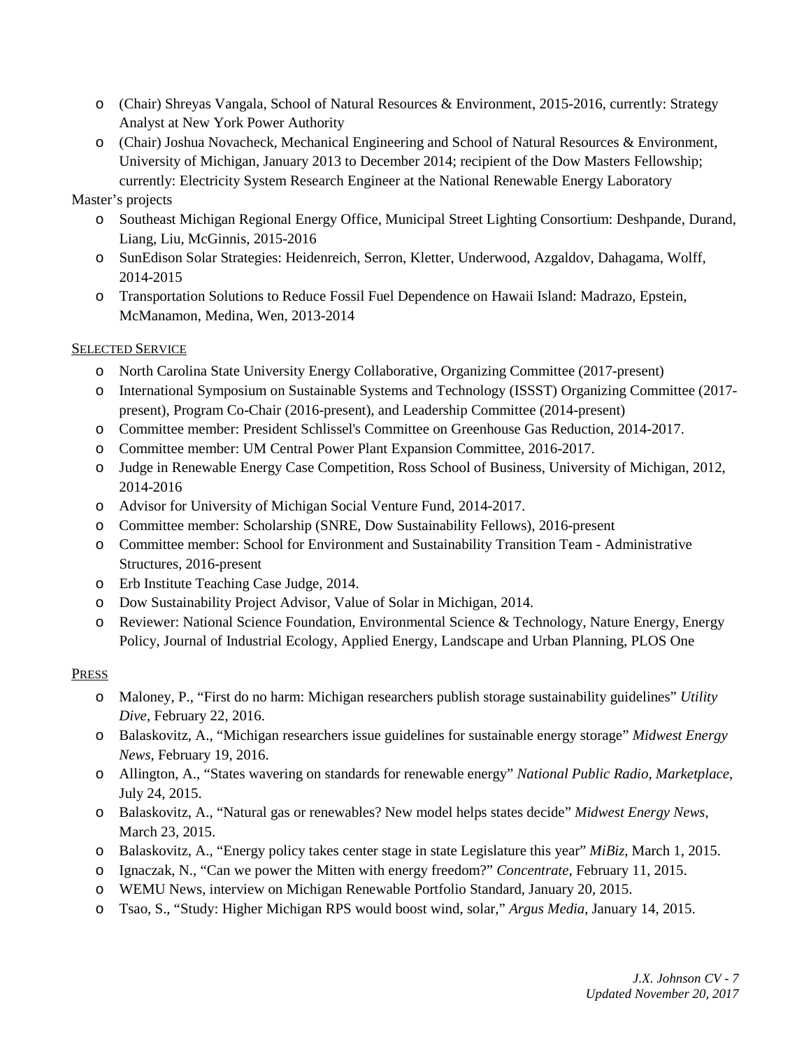- (Chair) Shreyas Vangala, School of Natural Resources & Environment, 2015-2016, currently: Strategy Analyst at New York Power Authority
- (Chair) Joshua Novacheck, Mechanical Engineering and School of Natural Resources & Environment, University of Michigan, January 2013 to December 2014; recipient of the Dow Masters Fellowship; currently: Electricity System Research Engineer at the National Renewable Energy Laboratory

Master's projects

- Southeast Michigan Regional Energy Office, Municipal Street Lighting Consortium: Deshpande, Durand, Liang, Liu, McGinnis, 2015-2016
- SunEdison Solar Strategies: Heidenreich, Serron, Kletter, Underwood, Azgaldov, Dahagama, Wolff, 2014-2015
- Transportation Solutions to Reduce Fossil Fuel Dependence on Hawaii Island: Madrazo, Epstein, McManamon, Medina, Wen, 2013-2014

## SELECTED SERVICE

- North Carolina State University Energy Collaborative, Organizing Committee (2017-present)
- International Symposium on Sustainable Systems and Technology (ISSST) Organizing Committee (2017-present), Program Co-Chair (2016-present), and Leadership Committee (2014-present)
- Committee member: President Schlissel's Committee on Greenhouse Gas Reduction, 2014-2017.
- Committee member: UM Central Power Plant Expansion Committee, 2016-2017.
- Judge in Renewable Energy Case Competition, Ross School of Business, University of Michigan, 2012, 2014-2016
- Advisor for University of Michigan Social Venture Fund, 2014-2017.
- Committee member: Scholarship (SNRE, Dow Sustainability Fellows), 2016-present
- Committee member: School for Environment and Sustainability Transition Team - Administrative Structures, 2016-present
- Erb Institute Teaching Case Judge, 2014.
- Dow Sustainability Project Advisor, Value of Solar in Michigan, 2014.
- Reviewer: National Science Foundation, Environmental Science & Technology, Nature Energy, Energy Policy, Journal of Industrial Ecology, Applied Energy, Landscape and Urban Planning, PLOS One

## PRESS

- Maloney, P., "First do no harm: Michigan researchers publish storage sustainability guidelines" *Utility Dive*, February 22, 2016.
- Balaskovitz, A., "Michigan researchers issue guidelines for sustainable energy storage" *Midwest Energy News*, February 19, 2016.
- Allington, A., "States wavering on standards for renewable energy" *National Public Radio, Marketplace,* July 24, 2015.
- Balaskovitz, A., "Natural gas or renewables? New model helps states decide" *Midwest Energy News*, March 23, 2015.
- Balaskovitz, A., "Energy policy takes center stage in state Legislature this year" *MiBiz*, March 1, 2015.
- Ignaczak, N., "Can we power the Mitten with energy freedom?" *Concentrate*, February 11, 2015.
- WEMU News, interview on Michigan Renewable Portfolio Standard, January 20, 2015.
- Tsao, S., "Study: Higher Michigan RPS would boost wind, solar," *Argus Media*, January 14, 2015.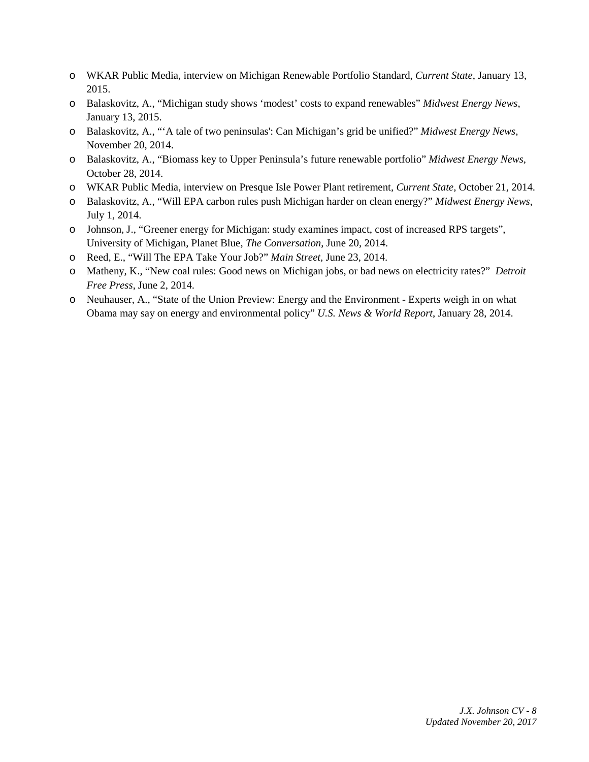- WKAR Public Media, interview on Michigan Renewable Portfolio Standard, *Current State*, January 13, 2015.
- Balaskovitz, A., "Michigan study shows 'modest' costs to expand renewables" *Midwest Energy News*, January 13, 2015.
- Balaskovitz, A., "'A tale of two peninsulas': Can Michigan's grid be unified?" *Midwest Energy News*, November 20, 2014.
- Balaskovitz, A., "Biomass key to Upper Peninsula's future renewable portfolio" *Midwest Energy News*, October 28, 2014.
- WKAR Public Media, interview on Presque Isle Power Plant retirement, *Current State*, October 21, 2014.
- Balaskovitz, A., "Will EPA carbon rules push Michigan harder on clean energy?" *Midwest Energy News*, July 1, 2014.
- Johnson, J., "Greener energy for Michigan: study examines impact, cost of increased RPS targets", University of Michigan, Planet Blue, *The Conversation*, June 20, 2014.
- Reed, E., "Will The EPA Take Your Job?" *Main Street*, June 23, 2014.
- Matheny, K., "New coal rules: Good news on Michigan jobs, or bad news on electricity rates?" *Detroit Free Press*, June 2, 2014.
- Neuhauser, A., "State of the Union Preview: Energy and the Environment - Experts weigh in on what Obama may say on energy and environmental policy" *U.S. News & World Report*, January 28, 2014.